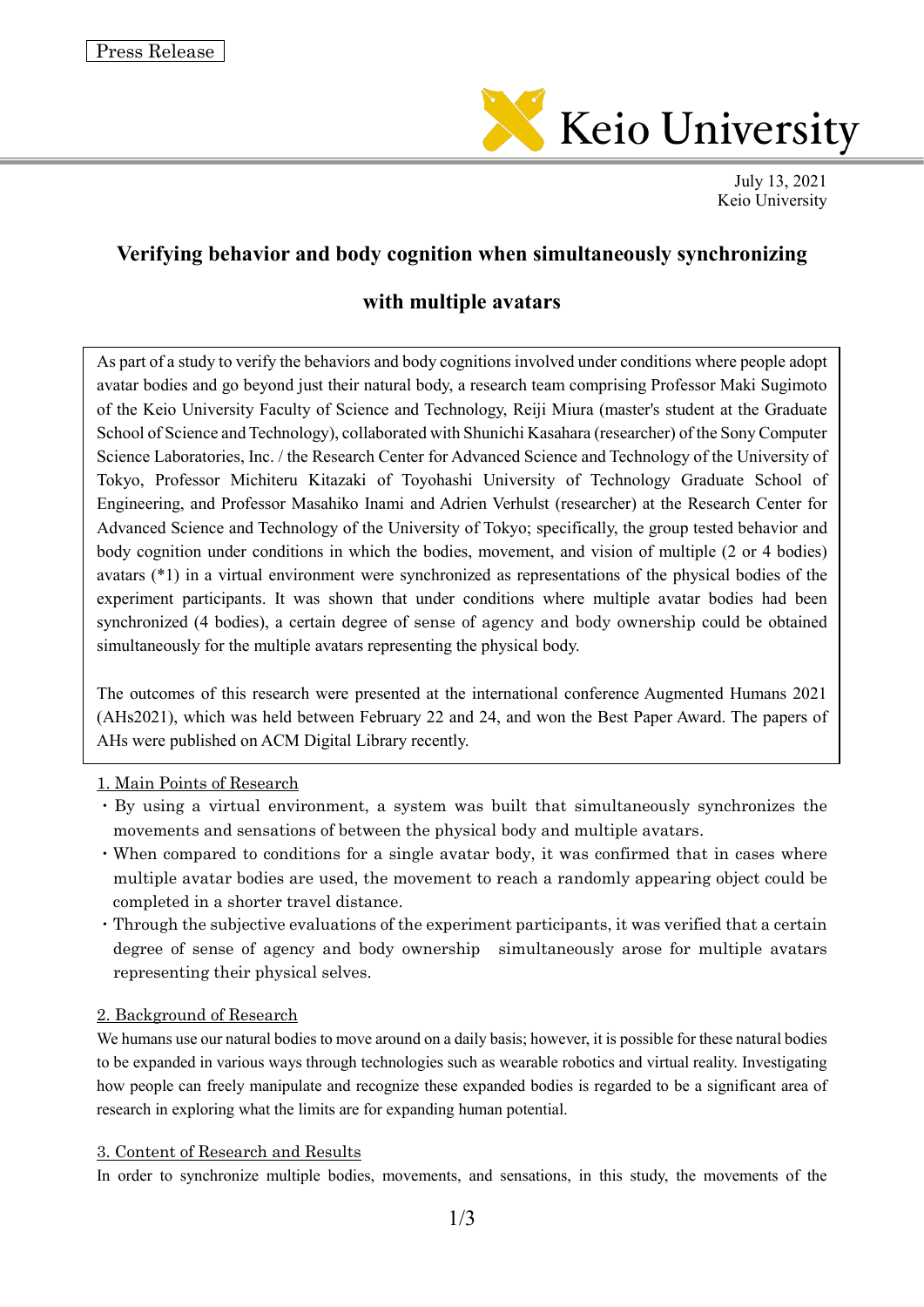Press Release

Keio University

July 13, 2021
Keio University

# Verifying behavior and body cognition when simultaneously synchronizing with multiple avatars

As part of a study to verify the behaviors and body cognitions involved under conditions where people adopt avatar bodies and go beyond just their natural body, a research team comprising Professor Maki Sugimoto of the Keio University Faculty of Science and Technology, Reiji Miura (master's student at the Graduate School of Science and Technology), collaborated with Shunichi Kasahara (researcher) of the Sony Computer Science Laboratories, Inc. / the Research Center for Advanced Science and Technology of the University of Tokyo, Professor Michiteru Kitazaki of Toyohashi University of Technology Graduate School of Engineering, and Professor Masahiko Inami and Adrien Verhulst (researcher) at the Research Center for Advanced Science and Technology of the University of Tokyo; specifically, the group tested behavior and body cognition under conditions in which the bodies, movement, and vision of multiple (2 or 4 bodies) avatars (*1) in a virtual environment were synchronized as representations of the physical bodies of the experiment participants. It was shown that under conditions where multiple avatar bodies had been synchronized (4 bodies), a certain degree of sense of agency and body ownership could be obtained simultaneously for the multiple avatars representing the physical body.

The outcomes of this research were presented at the international conference Augmented Humans 2021 (AHs2021), which was held between February 22 and 24, and won the Best Paper Award. The papers of AHs were published on ACM Digital Library recently.

## 1. Main Points of Research

- By using a virtual environment, a system was built that simultaneously synchronizes the movements and sensations of between the physical body and multiple avatars.
- When compared to conditions for a single avatar body, it was confirmed that in cases where multiple avatar bodies are used, the movement to reach a randomly appearing object could be completed in a shorter travel distance.
- Through the subjective evaluations of the experiment participants, it was verified that a certain degree of sense of agency and body ownership simultaneously arose for multiple avatars representing their physical selves.

## 2. Background of Research

We humans use our natural bodies to move around on a daily basis; however, it is possible for these natural bodies to be expanded in various ways through technologies such as wearable robotics and virtual reality. Investigating how people can freely manipulate and recognize these expanded bodies is regarded to be a significant area of research in exploring what the limits are for expanding human potential.

## 3. Content of Research and Results

In order to synchronize multiple bodies, movements, and sensations, in this study, the movements of the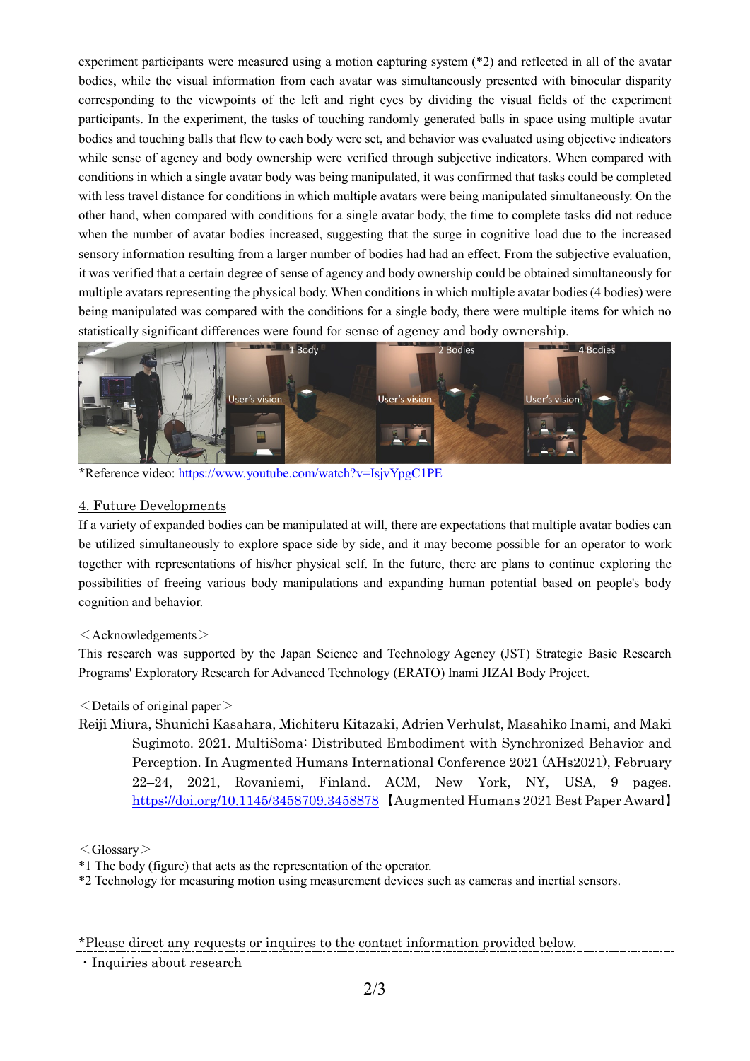experiment participants were measured using a motion capturing system (*2) and reflected in all of the avatar bodies, while the visual information from each avatar was simultaneously presented with binocular disparity corresponding to the viewpoints of the left and right eyes by dividing the visual fields of the experiment participants. In the experiment, the tasks of touching randomly generated balls in space using multiple avatar bodies and touching balls that flew to each body were set, and behavior was evaluated using objective indicators while sense of agency and body ownership were verified through subjective indicators. When compared with conditions in which a single avatar body was being manipulated, it was confirmed that tasks could be completed with less travel distance for conditions in which multiple avatars were being manipulated simultaneously. On the other hand, when compared with conditions for a single avatar body, the time to complete tasks did not reduce when the number of avatar bodies increased, suggesting that the surge in cognitive load due to the increased sensory information resulting from a larger number of bodies had had an effect. From the subjective evaluation, it was verified that a certain degree of sense of agency and body ownership could be obtained simultaneously for multiple avatars representing the physical body. When conditions in which multiple avatar bodies (4 bodies) were being manipulated was compared with the conditions for a single body, there were multiple items for which no statistically significant differences were found for sense of agency and body ownership.

*Reference video: https://www.youtube.com/watch?v=IsjvYpgC1PE

## 4. Future Developments

If a variety of expanded bodies can be manipulated at will, there are expectations that multiple avatar bodies can be utilized simultaneously to explore space side by side, and it may become possible for an operator to work together with representations of his/her physical self. In the future, there are plans to continue exploring the possibilities of freeing various body manipulations and expanding human potential based on people's body cognition and behavior.

＜Acknowledgements＞

This research was supported by the Japan Science and Technology Agency (JST) Strategic Basic Research Programs' Exploratory Research for Advanced Technology (ERATO) Inami JIZAI Body Project.

＜Details of original paper＞

Reiji Miura, Shunichi Kasahara, Michiteru Kitazaki, Adrien Verhulst, Masahiko Inami, and Maki Sugimoto. 2021. MultiSoma: Distributed Embodiment with Synchronized Behavior and Perception. In Augmented Humans International Conference 2021 (AHs2021), February 22–24, 2021, Rovaniemi, Finland. ACM, New York, NY, USA, 9 pages. https://doi.org/10.1145/3458709.3458878 【Augmented Humans 2021 Best Paper Award】

＜Glossary＞

*1 The body (figure) that acts as the representation of the operator.

*2 Technology for measuring motion using measurement devices such as cameras and inertial sensors.

*Please direct any requests or inquires to the contact information provided below.

・Inquiries about research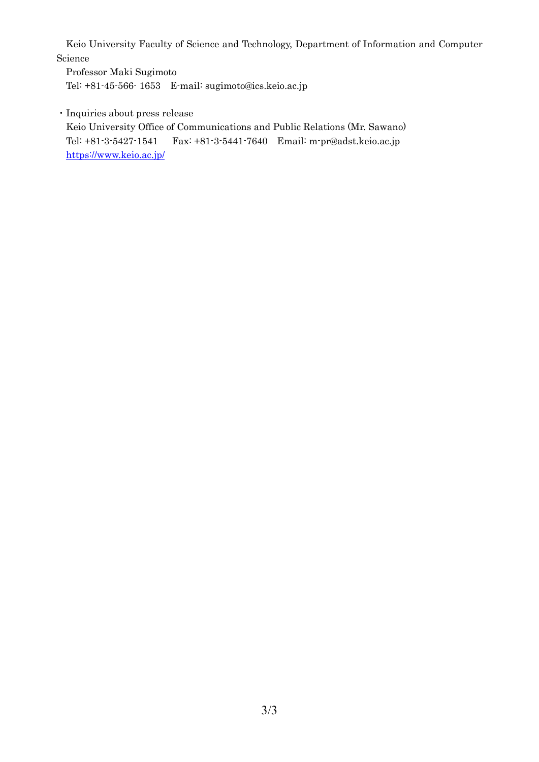Keio University Faculty of Science and Technology, Department of Information and Computer Science

Professor Maki Sugimoto

Tel: +81-45-566- 1653　E-mail: sugimoto@ics.keio.ac.jp

・Inquiries about press release

Keio University Office of Communications and Public Relations (Mr. Sawano)

Tel: +81-3-5427-1541　 Fax: +81-3-5441-7640　Email: m-pr@adst.keio.ac.jp

https://www.keio.ac.jp/